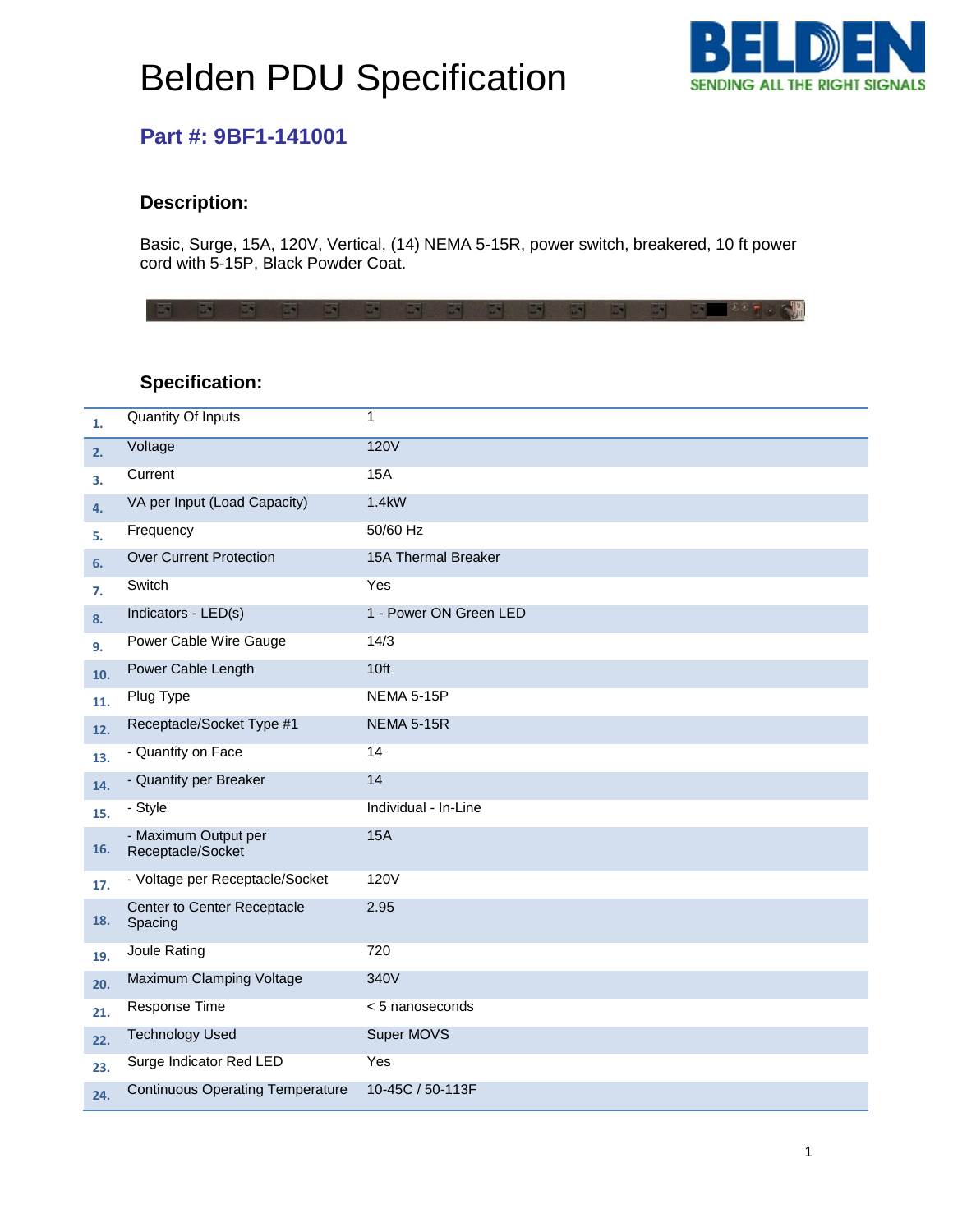# Belden PDU Specification

## Part #: 9BF1-141001

### Description:

Basic, Surge, 15A, 120V, Vertical, (14) NEMA 5-15R, power switch, breakered, 10 ft power cord with 5-15P, Black Powder Coat.

### Specification:

| # | Specification | Value |
|---|---|---|
| 1. | Quantity Of Inputs | 1 |
| 2. | Voltage | 120V |
| 3. | Current | 15A |
| 4. | VA per Input (Load Capacity) | 1.4kW |
| 5. | Frequency | 50/60 Hz |
| 6. | Over Current Protection | 15A Thermal Breaker |
| 7. | Switch | Yes |
| 8. | Indicators - LED(s) | 1 - Power ON Green LED |
| 9. | Power Cable Wire Gauge | 14/3 |
| 10. | Power Cable Length | 10ft |
| 11. | Plug Type | NEMA 5-15P |
| 12. | Receptacle/Socket Type #1 | NEMA 5-15R |
| 13. | - Quantity on Face | 14 |
| 14. | - Quantity per Breaker | 14 |
| 15. | - Style | Individual - In-Line |
| 16. | - Maximum Output per Receptacle/Socket | 15A |
| 17. | - Voltage per Receptacle/Socket | 120V |
| 18. | Center to Center Receptacle Spacing | 2.95 |
| 19. | Joule Rating | 720 |
| 20. | Maximum Clamping Voltage | 340V |
| 21. | Response Time | < 5 nanoseconds |
| 22. | Technology Used | Super MOVS |
| 23. | Surge Indicator Red LED | Yes |
| 24. | Continuous Operating Temperature | 10-45C / 50-113F |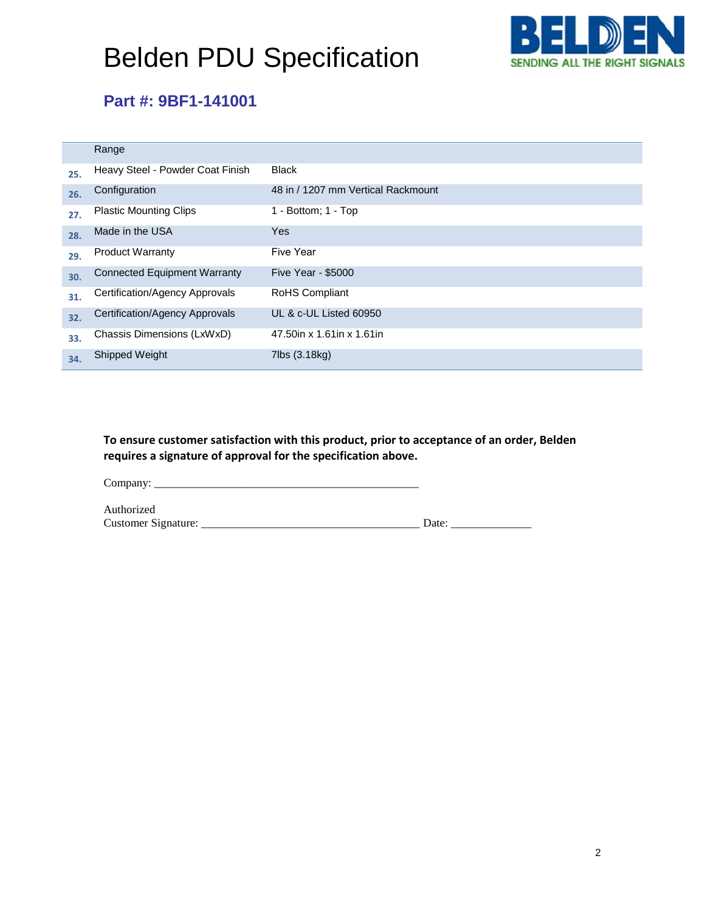# Belden PDU Specification

## Part #: 9BF1-141001

| | | |
|---|---|---|
| | Range | |
| 25. | Heavy Steel - Powder Coat Finish | Black |
| 26. | Configuration | 48 in / 1207 mm Vertical Rackmount |
| 27. | Plastic Mounting Clips | 1 - Bottom; 1 - Top |
| 28. | Made in the USA | Yes |
| 29. | Product Warranty | Five Year |
| 30. | Connected Equipment Warranty | Five Year - $5000 |
| 31. | Certification/Agency Approvals | RoHS Compliant |
| 32. | Certification/Agency Approvals | UL & c-UL Listed 60950 |
| 33. | Chassis Dimensions (LxWxD) | 47.50in x 1.61in x 1.61in |
| 34. | Shipped Weight | 7lbs (3.18kg) |

**To ensure customer satisfaction with this product, prior to acceptance of an order, Belden requires a signature of approval for the specification above.**

Company: _______________________________________________

Authorized
Customer Signature: _______________________________________ Date: ______________